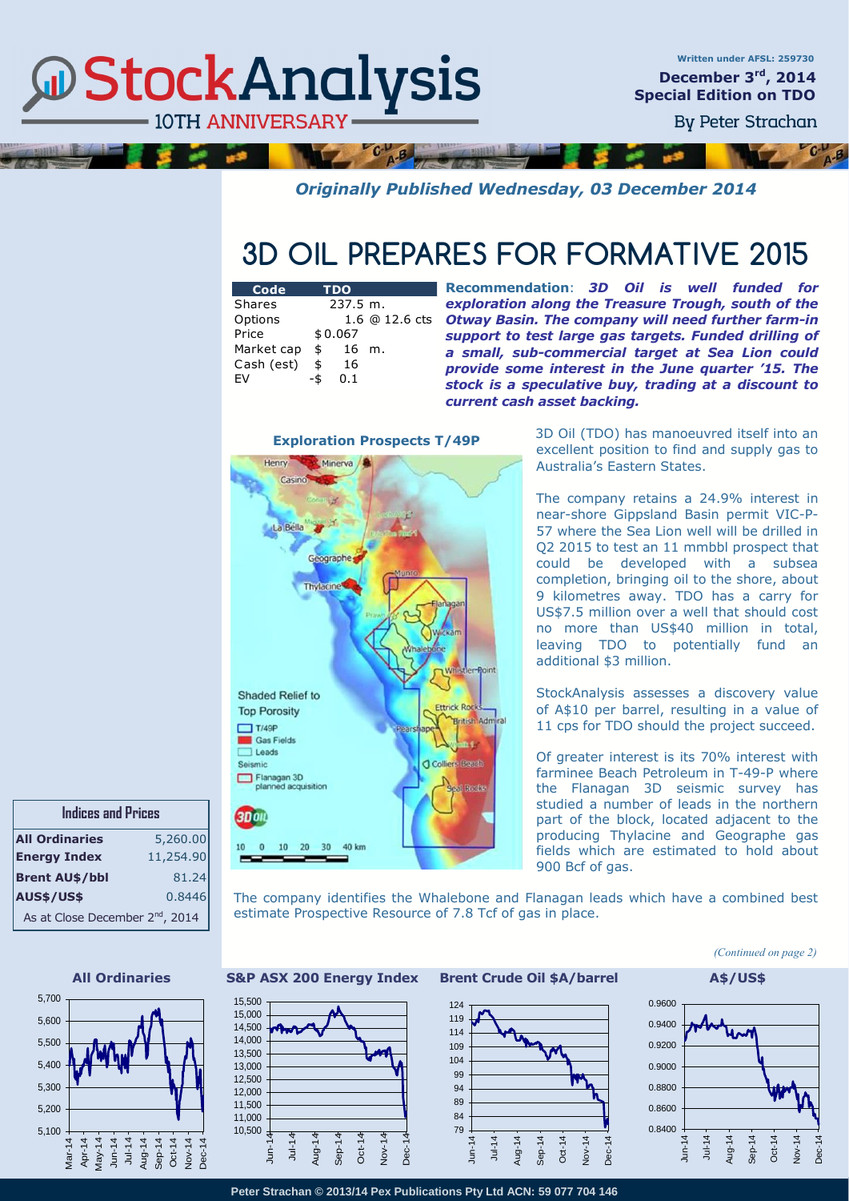Written under AFSL: 259730

**December 3rd, 2014**
**Special Edition on TDO**

By Peter Strachan

*Originally Published Wednesday, 03 December 2014*

# 3D OIL PREPARES FOR FORMATIVE 2015

| Code | TDO |
|---|---|
| Shares | 237.5 m. |
| Options | 1.6 @ 12.6 cts |
| Price | $0.067 |
| Market cap | $ 16 m. |
| Cash (est) | $ 16 |
| EV | -$ 0.1 |

**Recommendation**: ***3D Oil is well funded for exploration along the Treasure Trough, south of the Otway Basin. The company will need further farm-in support to test large gas targets. Funded drilling of a small, sub-commercial target at Sea Lion could provide some interest in the June quarter '15. The stock is a speculative buy, trading at a discount to current cash asset backing.***

**Exploration Prospects T/49P**

3D Oil (TDO) has manoeuvred itself into an excellent position to find and supply gas to Australia's Eastern States.

The company retains a 24.9% interest in near-shore Gippsland Basin permit VIC-P-57 where the Sea Lion well will be drilled in Q2 2015 to test an 11 mmbbl prospect that could be developed with a subsea completion, bringing oil to the shore, about 9 kilometres away. TDO has a carry for US$7.5 million over a well that should cost no more than US$40 million in total, leaving TDO to potentially fund an additional $3 million.

StockAnalysis assesses a discovery value of A$10 per barrel, resulting in a value of 11 cps for TDO should the project succeed.

Of greater interest is its 70% interest with farminee Beach Petroleum in T-49-P where the Flanagan 3D seismic survey has studied a number of leads in the northern part of the block, located adjacent to the producing Thylacine and Geographe gas fields which are estimated to hold about 900 Bcf of gas.

The company identifies the Whalebone and Flanagan leads which have a combined best estimate Prospective Resource of 7.8 Tcf of gas in place.

*(Continued on page 2)*

| Indices and Prices | |
|---|---|
| **All Ordinaries** | 5,260.00 |
| **Energy Index** | 11,254.90 |
| **Brent AU$/bbl** | 81.24 |
| **AUS$/US$** | 0.8446 |
| As at Close December 2nd, 2014 | |

**All Ordinaries** | **S&P ASX 200 Energy Index** | **Brent Crude Oil $A/barrel** | **A$/US$**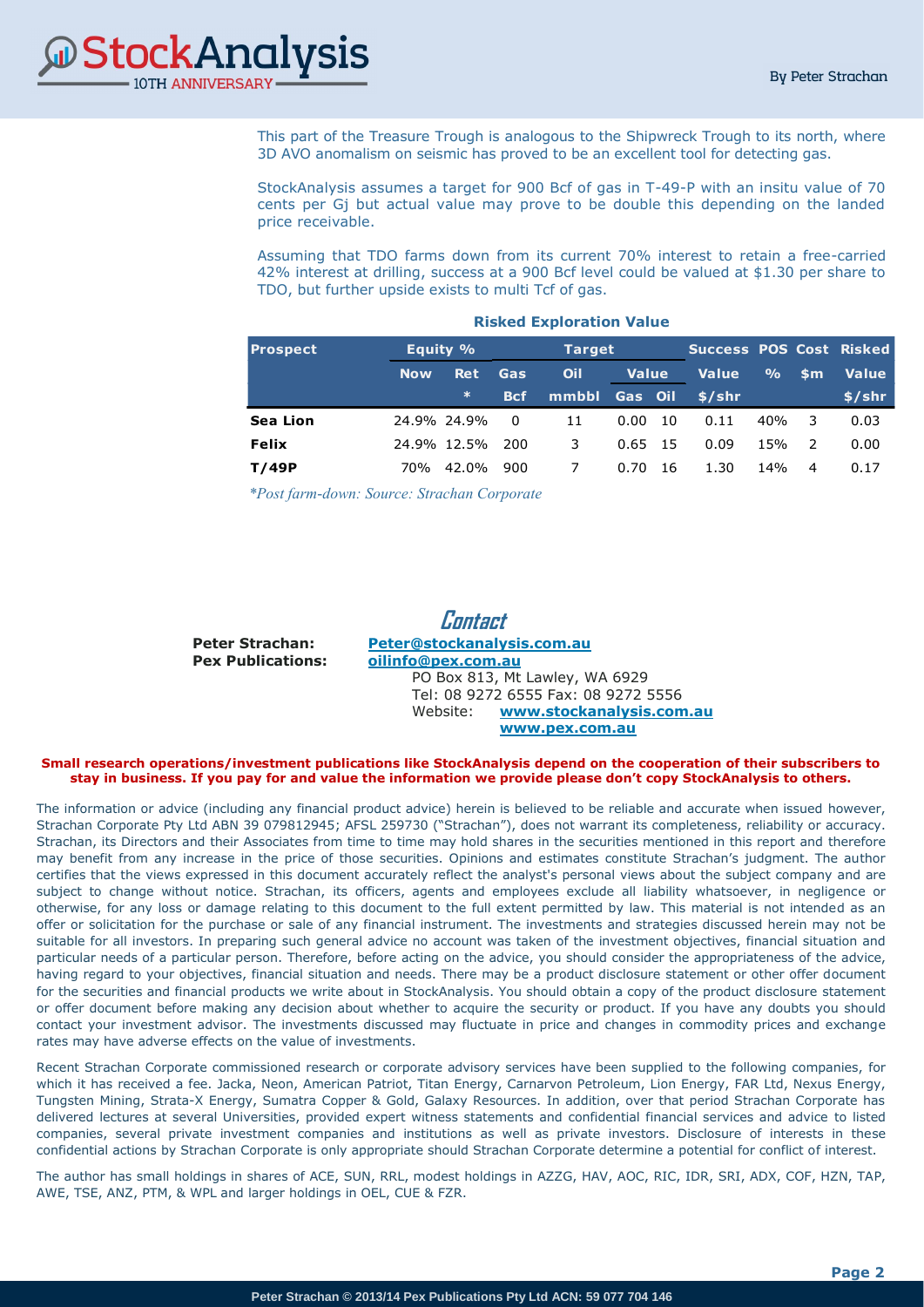This part of the Treasure Trough is analogous to the Shipwreck Trough to its north, where 3D AVO anomalism on seismic has proved to be an excellent tool for detecting gas.

StockAnalysis assumes a target for 900 Bcf of gas in T-49-P with an insitu value of 70 cents per Gj but actual value may prove to be double this depending on the landed price receivable.

Assuming that TDO farms down from its current 70% interest to retain a free-carried 42% interest at drilling, success at a 900 Bcf level could be valued at $1.30 per share to TDO, but further upside exists to multi Tcf of gas.

**Risked Exploration Value**

| Prospect | Equity % | | Target | | Value | | Success Value | POS | Cost | Risked Value |
|---|---|---|---|---|---|---|---|---|---|---|
| | Now | Ret * | Gas Bcf | Oil mmbbl | Gas | Oil | $/shr | % | $m | $/shr |
| **Sea Lion** | 24.9% | 24.9% | 0 | 11 | 0.00 | 10 | 0.11 | 40% | 3 | 0.03 |
| **Felix** | 24.9% | 12.5% | 200 | 3 | 0.65 | 15 | 0.09 | 15% | 2 | 0.00 |
| **T/49P** | 70% | 42.0% | 900 | 7 | 0.70 | 16 | 1.30 | 14% | 4 | 0.17 |

*\*Post farm-down: Source: Strachan Corporate*

## Contact

**Peter Strachan:** Peter@stockanalysis.com.au
**Pex Publications:** oilinfo@pex.com.au
PO Box 813, Mt Lawley, WA 6929
Tel: 08 9272 6555 Fax: 08 9272 5556
Website: www.stockanalysis.com.au
www.pex.com.au

**Small research operations/investment publications like StockAnalysis depend on the cooperation of their subscribers to stay in business. If you pay for and value the information we provide please don't copy StockAnalysis to others.**

The information or advice (including any financial product advice) herein is believed to be reliable and accurate when issued however, Strachan Corporate Pty Ltd ABN 39 079812945; AFSL 259730 ("Strachan"), does not warrant its completeness, reliability or accuracy. Strachan, its Directors and their Associates from time to time may hold shares in the securities mentioned in this report and therefore may benefit from any increase in the price of those securities. Opinions and estimates constitute Strachan's judgment. The author certifies that the views expressed in this document accurately reflect the analyst's personal views about the subject company and are subject to change without notice. Strachan, its officers, agents and employees exclude all liability whatsoever, in negligence or otherwise, for any loss or damage relating to this document to the full extent permitted by law. This material is not intended as an offer or solicitation for the purchase or sale of any financial instrument. The investments and strategies discussed herein may not be suitable for all investors. In preparing such general advice no account was taken of the investment objectives, financial situation and particular needs of a particular person. Therefore, before acting on the advice, you should consider the appropriateness of the advice, having regard to your objectives, financial situation and needs. There may be a product disclosure statement or other offer document for the securities and financial products we write about in StockAnalysis. You should obtain a copy of the product disclosure statement or offer document before making any decision about whether to acquire the security or product. If you have any doubts you should contact your investment advisor. The investments discussed may fluctuate in price and changes in commodity prices and exchange rates may have adverse effects on the value of investments.

Recent Strachan Corporate commissioned research or corporate advisory services have been supplied to the following companies, for which it has received a fee. Jacka, Neon, American Patriot, Titan Energy, Carnarvon Petroleum, Lion Energy, FAR Ltd, Nexus Energy, Tungsten Mining, Strata-X Energy, Sumatra Copper & Gold, Galaxy Resources. In addition, over that period Strachan Corporate has delivered lectures at several Universities, provided expert witness statements and confidential financial services and advice to listed companies, several private investment companies and institutions as well as private investors. Disclosure of interests in these confidential actions by Strachan Corporate is only appropriate should Strachan Corporate determine a potential for conflict of interest.

The author has small holdings in shares of ACE, SUN, RRL, modest holdings in AZZG, HAV, AOC, RIC, IDR, SRI, ADX, COF, HZN, TAP, AWE, TSE, ANZ, PTM, & WPL and larger holdings in OEL, CUE & FZR.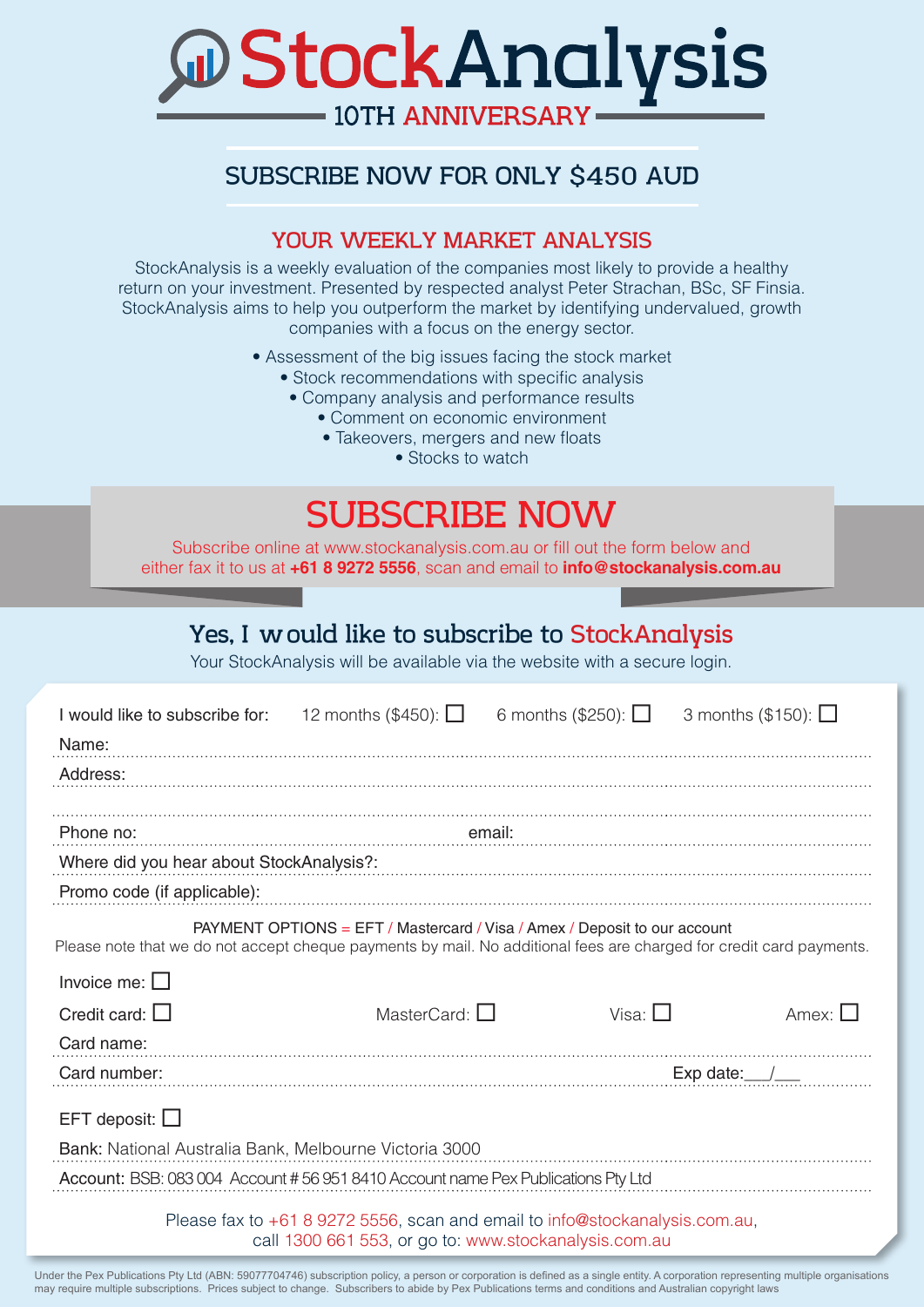# StockAnalysis

10TH ANNIVERSARY

## SUBSCRIBE NOW FOR ONLY $450 AUD

### YOUR WEEKLY MARKET ANALYSIS

StockAnalysis is a weekly evaluation of the companies most likely to provide a healthy return on your investment. Presented by respected analyst Peter Strachan, BSc, SF Finsia. StockAnalysis aims to help you outperform the market by identifying undervalued, growth companies with a focus on the energy sector.

- Assessment of the big issues facing the stock market
- Stock recommendations with specific analysis
- Company analysis and performance results
- Comment on economic environment
- Takeovers, mergers and new floats
- Stocks to watch

## SUBSCRIBE NOW

Subscribe online at www.stockanalysis.com.au or fill out the form below and either fax it to us at **+61 8 9272 5556**, scan and email to **info@stockanalysis.com.au**

### Yes, I would like to subscribe to StockAnalysis

Your StockAnalysis will be available via the website with a secure login.

I would like to subscribe for: 12 months ($450): ☐ 6 months ($250): ☐ 3 months ($150): ☐

Name: ..........

Address: ..........

..........

Phone no: .......... email: ..........

Where did you hear about StockAnalysis?: ..........

Promo code (if applicable): ..........

PAYMENT OPTIONS = EFT / Mastercard / Visa / Amex / Deposit to our account

Please note that we do not accept cheque payments by mail. No additional fees are charged for credit card payments.

Invoice me: ☐

Credit card: ☐ MasterCard: ☐ Visa: ☐ Amex: ☐

Card name: ..........

Card number: .......... Exp date:\_\_\_/\_\_\_

EFT deposit: ☐

Bank: National Australia Bank, Melbourne Victoria 3000

Account: BSB: 083 004 Account # 56 951 8410 Account name Pex Publications Pty Ltd

Please fax to +61 8 9272 5556, scan and email to info@stockanalysis.com.au, call 1300 661 553, or go to: www.stockanalysis.com.au

Under the Pex Publications Pty Ltd (ABN: 59077704746) subscription policy, a person or corporation is defined as a single entity. A corporation representing multiple organisations may require multiple subscriptions. Prices subject to change. Subscribers to abide by Pex Publications terms and conditions and Australian copyright laws